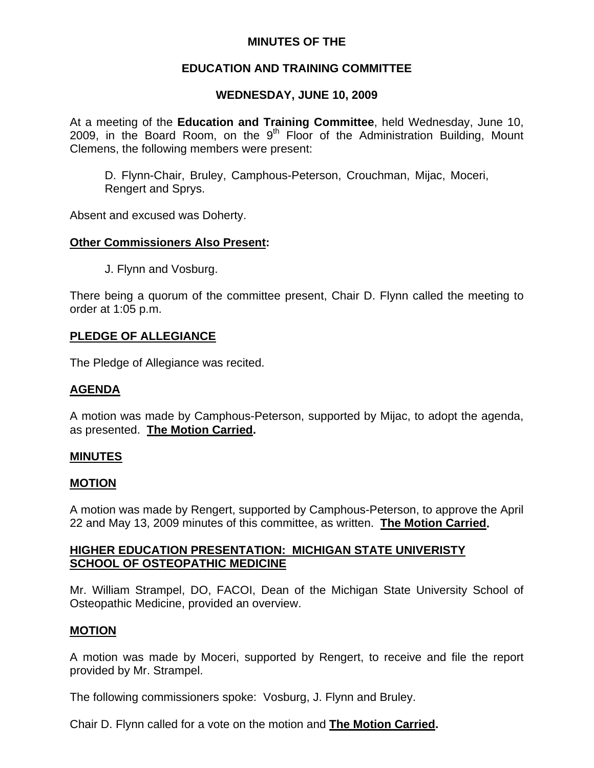# MINUTES OF THE

# EDUCATION AND TRAINING COMMITTEE

# WEDNESDAY, JUNE 10, 2009

At a meeting of the **Education and Training Committee**, held Wednesday, June 10, 2009, in the Board Room, on the 9th Floor of the Administration Building, Mount Clemens, the following members were present:

> D. Flynn-Chair, Bruley, Camphous-Peterson, Crouchman, Mijac, Moceri, Rengert and Sprys.

Absent and excused was Doherty.

**Other Commissioners Also Present:**

> J. Flynn and Vosburg.

There being a quorum of the committee present, Chair D. Flynn called the meeting to order at 1:05 p.m.

**PLEDGE OF ALLEGIANCE**

The Pledge of Allegiance was recited.

**AGENDA**

A motion was made by Camphous-Peterson, supported by Mijac, to adopt the agenda, as presented. **The Motion Carried.**

**MINUTES**

**MOTION**

A motion was made by Rengert, supported by Camphous-Peterson, to approve the April 22 and May 13, 2009 minutes of this committee, as written. **The Motion Carried.**

**HIGHER EDUCATION PRESENTATION: MICHIGAN STATE UNIVERISTY SCHOOL OF OSTEOPATHIC MEDICINE**

Mr. William Strampel, DO, FACOI, Dean of the Michigan State University School of Osteopathic Medicine, provided an overview.

**MOTION**

A motion was made by Moceri, supported by Rengert, to receive and file the report provided by Mr. Strampel.

The following commissioners spoke: Vosburg, J. Flynn and Bruley.

Chair D. Flynn called for a vote on the motion and **The Motion Carried.**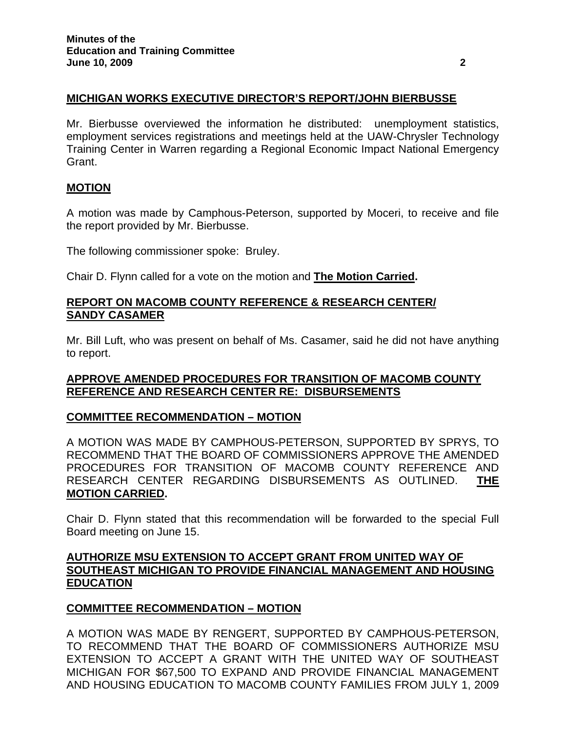## MICHIGAN WORKS EXECUTIVE DIRECTOR'S REPORT/JOHN BIERBUSSE

Mr. Bierbusse overviewed the information he distributed: unemployment statistics, employment services registrations and meetings held at the UAW-Chrysler Technology Training Center in Warren regarding a Regional Economic Impact National Emergency Grant.

## MOTION

A motion was made by Camphous-Peterson, supported by Moceri, to receive and file the report provided by Mr. Bierbusse.

The following commissioner spoke: Bruley.

Chair D. Flynn called for a vote on the motion and **The Motion Carried.**

## REPORT ON MACOMB COUNTY REFERENCE & RESEARCH CENTER/ SANDY CASAMER

Mr. Bill Luft, who was present on behalf of Ms. Casamer, said he did not have anything to report.

## APPROVE AMENDED PROCEDURES FOR TRANSITION OF MACOMB COUNTY REFERENCE AND RESEARCH CENTER RE: DISBURSEMENTS

## COMMITTEE RECOMMENDATION – MOTION

A MOTION WAS MADE BY CAMPHOUS-PETERSON, SUPPORTED BY SPRYS, TO RECOMMEND THAT THE BOARD OF COMMISSIONERS APPROVE THE AMENDED PROCEDURES FOR TRANSITION OF MACOMB COUNTY REFERENCE AND RESEARCH CENTER REGARDING DISBURSEMENTS AS OUTLINED. **THE MOTION CARRIED.**

Chair D. Flynn stated that this recommendation will be forwarded to the special Full Board meeting on June 15.

## AUTHORIZE MSU EXTENSION TO ACCEPT GRANT FROM UNITED WAY OF SOUTHEAST MICHIGAN TO PROVIDE FINANCIAL MANAGEMENT AND HOUSING EDUCATION

## COMMITTEE RECOMMENDATION – MOTION

A MOTION WAS MADE BY RENGERT, SUPPORTED BY CAMPHOUS-PETERSON, TO RECOMMEND THAT THE BOARD OF COMMISSIONERS AUTHORIZE MSU EXTENSION TO ACCEPT A GRANT WITH THE UNITED WAY OF SOUTHEAST MICHIGAN FOR $67,500 TO EXPAND AND PROVIDE FINANCIAL MANAGEMENT AND HOUSING EDUCATION TO MACOMB COUNTY FAMILIES FROM JULY 1, 2009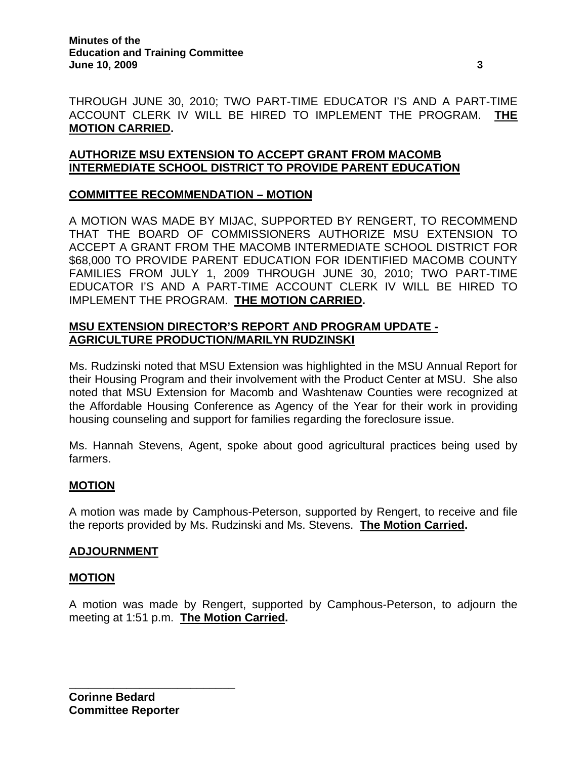THROUGH JUNE 30, 2010; TWO PART-TIME EDUCATOR I'S AND A PART-TIME ACCOUNT CLERK IV WILL BE HIRED TO IMPLEMENT THE PROGRAM. **THE MOTION CARRIED.**

**AUTHORIZE MSU EXTENSION TO ACCEPT GRANT FROM MACOMB INTERMEDIATE SCHOOL DISTRICT TO PROVIDE PARENT EDUCATION**

**COMMITTEE RECOMMENDATION – MOTION**

A MOTION WAS MADE BY MIJAC, SUPPORTED BY RENGERT, TO RECOMMEND THAT THE BOARD OF COMMISSIONERS AUTHORIZE MSU EXTENSION TO ACCEPT A GRANT FROM THE MACOMB INTERMEDIATE SCHOOL DISTRICT FOR $68,000 TO PROVIDE PARENT EDUCATION FOR IDENTIFIED MACOMB COUNTY FAMILIES FROM JULY 1, 2009 THROUGH JUNE 30, 2010; TWO PART-TIME EDUCATOR I'S AND A PART-TIME ACCOUNT CLERK IV WILL BE HIRED TO IMPLEMENT THE PROGRAM. **THE MOTION CARRIED.**

**MSU EXTENSION DIRECTOR'S REPORT AND PROGRAM UPDATE - AGRICULTURE PRODUCTION/MARILYN RUDZINSKI**

Ms. Rudzinski noted that MSU Extension was highlighted in the MSU Annual Report for their Housing Program and their involvement with the Product Center at MSU. She also noted that MSU Extension for Macomb and Washtenaw Counties were recognized at the Affordable Housing Conference as Agency of the Year for their work in providing housing counseling and support for families regarding the foreclosure issue.

Ms. Hannah Stevens, Agent, spoke about good agricultural practices being used by farmers.

**MOTION**

A motion was made by Camphous-Peterson, supported by Rengert, to receive and file the reports provided by Ms. Rudzinski and Ms. Stevens. **The Motion Carried.**

**ADJOURNMENT**

**MOTION**

A motion was made by Rengert, supported by Camphous-Peterson, to adjourn the meeting at 1:51 p.m. **The Motion Carried.**

\_\_\_\_\_\_\_\_\_\_\_\_\_\_\_\_\_\_\_\_\_\_\_\_\_\_\_\_\_\_

**Corinne Bedard**
**Committee Reporter**